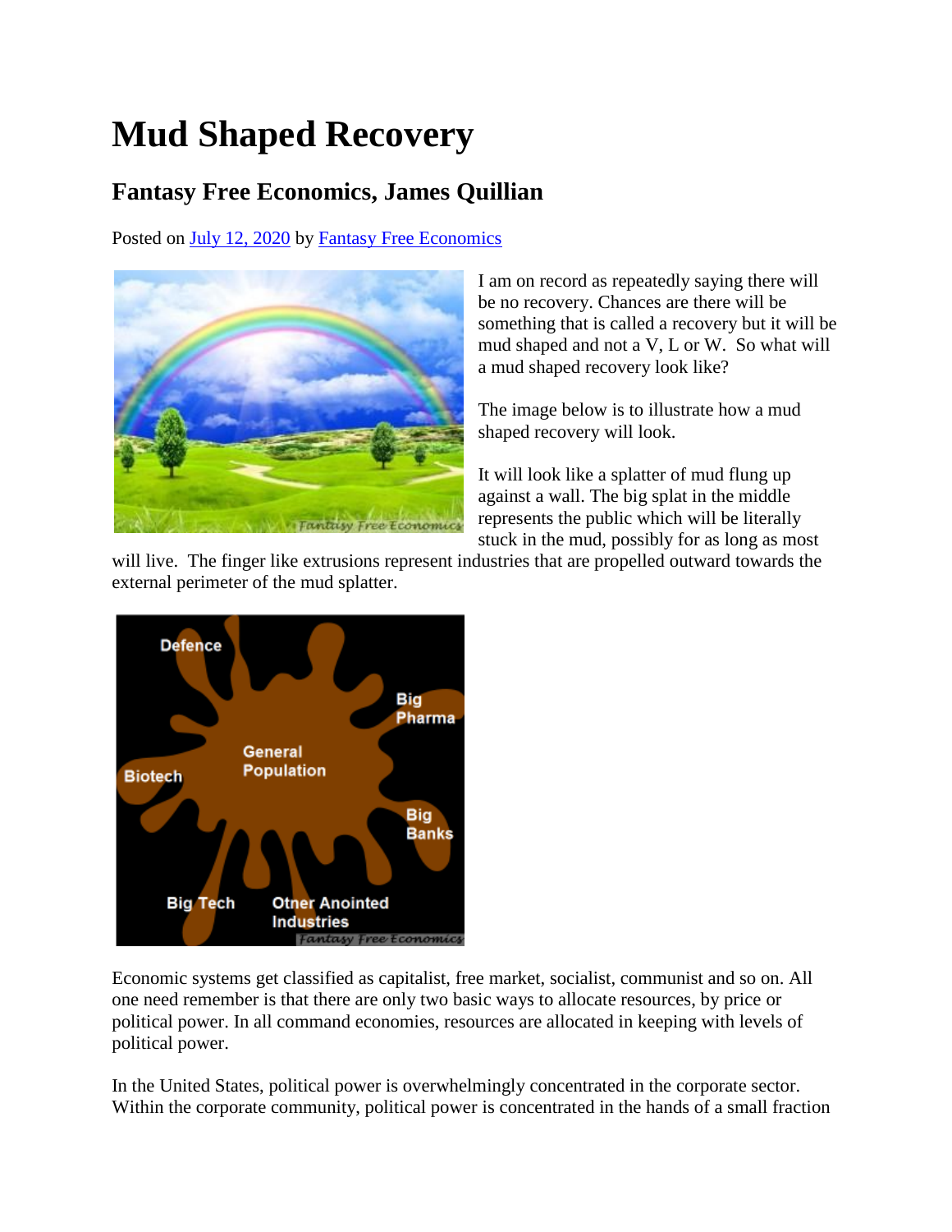# Mud Shaped Recovery

## Fantasy Free Economics, James Quillian

Posted on July 12, 2020 by Fantasy Free Economics

I am on record as repeatedly saying there will be no recovery. Chances are there will be something that is called a recovery but it will be mud shaped and not a V, L or W. So what will a mud shaped recovery look like?

The image below is to illustrate how a mud shaped recovery will look.

It will look like a splatter of mud flung up against a wall. The big splat in the middle represents the public which will be literally stuck in the mud, possibly for as long as most will live. The finger like extrusions represent industries that are propelled outward towards the external perimeter of the mud splatter.

Economic systems get classified as capitalist, free market, socialist, communist and so on. All one need remember is that there are only two basic ways to allocate resources, by price or political power. In all command economies, resources are allocated in keeping with levels of political power.

In the United States, political power is overwhelmingly concentrated in the corporate sector. Within the corporate community, political power is concentrated in the hands of a small fraction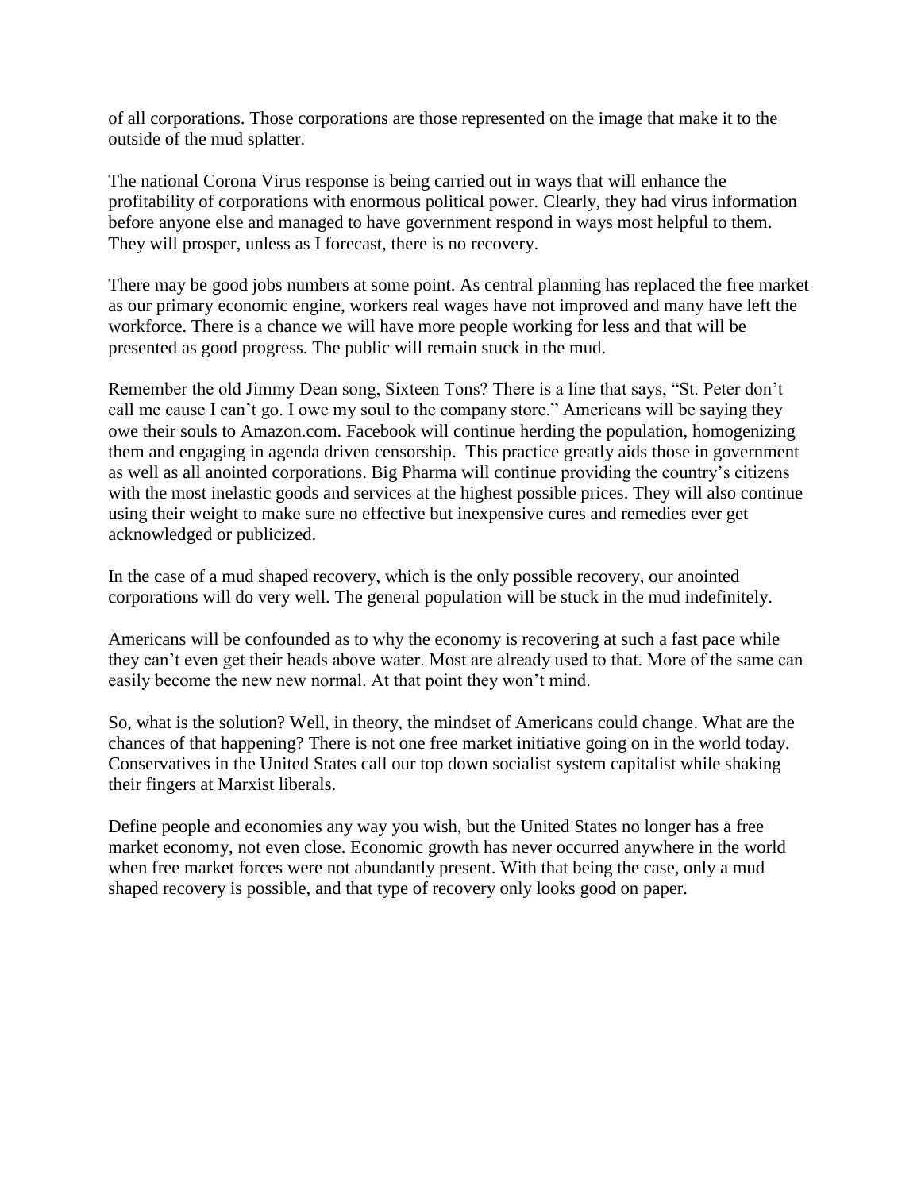of all corporations. Those corporations are those represented on the image that make it to the outside of the mud splatter.

The national Corona Virus response is being carried out in ways that will enhance the profitability of corporations with enormous political power. Clearly, they had virus information before anyone else and managed to have government respond in ways most helpful to them. They will prosper, unless as I forecast, there is no recovery.

There may be good jobs numbers at some point. As central planning has replaced the free market as our primary economic engine, workers real wages have not improved and many have left the workforce. There is a chance we will have more people working for less and that will be presented as good progress. The public will remain stuck in the mud.

Remember the old Jimmy Dean song, Sixteen Tons? There is a line that says, "St. Peter don't call me cause I can't go. I owe my soul to the company store." Americans will be saying they owe their souls to Amazon.com. Facebook will continue herding the population, homogenizing them and engaging in agenda driven censorship. This practice greatly aids those in government as well as all anointed corporations. Big Pharma will continue providing the country's citizens with the most inelastic goods and services at the highest possible prices. They will also continue using their weight to make sure no effective but inexpensive cures and remedies ever get acknowledged or publicized.

In the case of a mud shaped recovery, which is the only possible recovery, our anointed corporations will do very well. The general population will be stuck in the mud indefinitely.

Americans will be confounded as to why the economy is recovering at such a fast pace while they can't even get their heads above water. Most are already used to that. More of the same can easily become the new new normal. At that point they won't mind.

So, what is the solution? Well, in theory, the mindset of Americans could change. What are the chances of that happening? There is not one free market initiative going on in the world today. Conservatives in the United States call our top down socialist system capitalist while shaking their fingers at Marxist liberals.

Define people and economies any way you wish, but the United States no longer has a free market economy, not even close. Economic growth has never occurred anywhere in the world when free market forces were not abundantly present. With that being the case, only a mud shaped recovery is possible, and that type of recovery only looks good on paper.